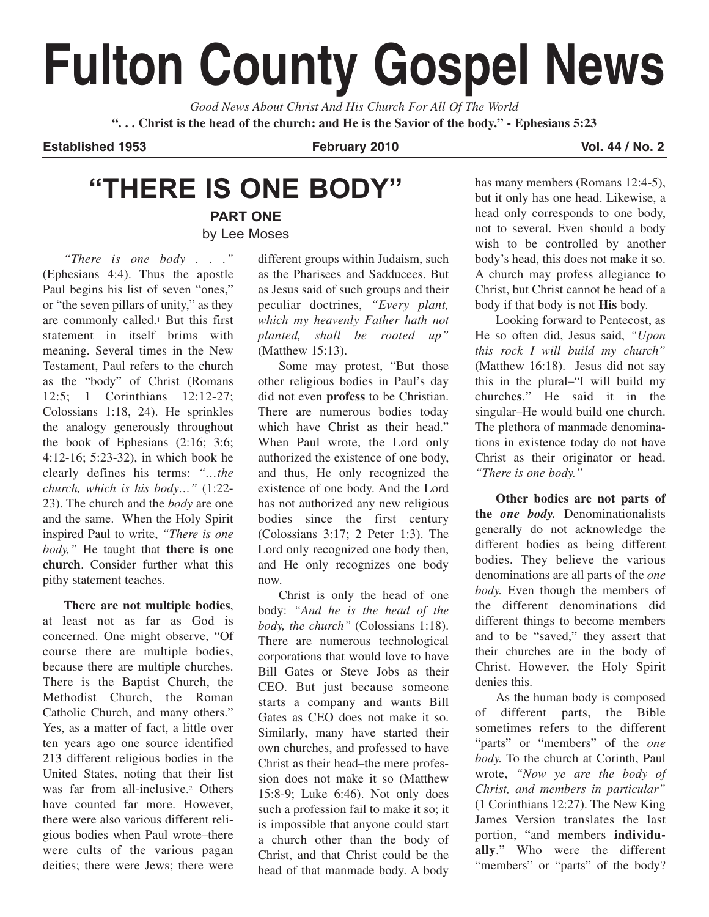# Fulton County Gospel News

*Good News About Christ And His Church For All Of The World*

**". . . Christ is the head of the church: and He is the Savior of the body." - Ephesians 5:23**

**Established 1953** **February 2010** **Vol. 44 / No. 2**

## "THERE IS ONE BODY"

### PART ONE

by Lee Moses

*"There is one body . . ."* (Ephesians 4:4). Thus the apostle Paul begins his list of seven "ones," or "the seven pillars of unity," as they are commonly called.[1] But this first statement in itself brims with meaning. Several times in the New Testament, Paul refers to the church as the "body" of Christ (Romans 12:5; 1 Corinthians 12:12-27; Colossians 1:18, 24). He sprinkles the analogy generously throughout the book of Ephesians (2:16; 3:6; 4:12-16; 5:23-32), in which book he clearly defines his terms: *"…the church, which is his body…"* (1:22-23). The church and the *body* are one and the same. When the Holy Spirit inspired Paul to write, *"There is one body,"* He taught that **there is one church**. Consider further what this pithy statement teaches.

**There are not multiple bodies**, at least not as far as God is concerned. One might observe, "Of course there are multiple bodies, because there are multiple churches. There is the Baptist Church, the Methodist Church, the Roman Catholic Church, and many others." Yes, as a matter of fact, a little over ten years ago one source identified 213 different religious bodies in the United States, noting that their list was far from all-inclusive.[2] Others have counted far more. However, there were also various different religious bodies when Paul wrote–there were cults of the various pagan deities; there were Jews; there were different groups within Judaism, such as the Pharisees and Sadducees. But as Jesus said of such groups and their peculiar doctrines, *"Every plant, which my heavenly Father hath not planted, shall be rooted up"* (Matthew 15:13).

Some may protest, "But those other religious bodies in Paul's day did not even **profess** to be Christian. There are numerous bodies today which have Christ as their head." When Paul wrote, the Lord only authorized the existence of one body, and thus, He only recognized the existence of one body. And the Lord has not authorized any new religious bodies since the first century (Colossians 3:17; 2 Peter 1:3). The Lord only recognized one body then, and He only recognizes one body now.

Christ is only the head of one body: *"And he is the head of the body, the church"* (Colossians 1:18). There are numerous technological corporations that would love to have Bill Gates or Steve Jobs as their CEO. But just because someone starts a company and wants Bill Gates as CEO does not make it so. Similarly, many have started their own churches, and professed to have Christ as their head–the mere profession does not make it so (Matthew 15:8-9; Luke 6:46). Not only does such a profession fail to make it so; it is impossible that anyone could start a church other than the body of Christ, and that Christ could be the head of that manmade body. A body has many members (Romans 12:4-5), but it only has one head. Likewise, a head only corresponds to one body, not to several. Even should a body wish to be controlled by another body's head, this does not make it so. A church may profess allegiance to Christ, but Christ cannot be head of a body if that body is not **His** body.

Looking forward to Pentecost, as He so often did, Jesus said, *"Upon this rock I will build my church"* (Matthew 16:18). Jesus did not say this in the plural–"I will build my church**es**." He said it in the singular–He would build one church. The plethora of manmade denominations in existence today do not have Christ as their originator or head. *"There is one body."*

**Other bodies are not parts of the *one body.*** Denominationalists generally do not acknowledge the different bodies as being different bodies. They believe the various denominations are all parts of the *one body.* Even though the members of the different denominations did different things to become members and to be "saved," they assert that their churches are in the body of Christ. However, the Holy Spirit denies this.

As the human body is composed of different parts, the Bible sometimes refers to the different "parts" or "members" of the *one body.* To the church at Corinth, Paul wrote, *"Now ye are the body of Christ, and members in particular"* (1 Corinthians 12:27). The New King James Version translates the last portion, "and members **individually**." Who were the different "members" or "parts" of the body?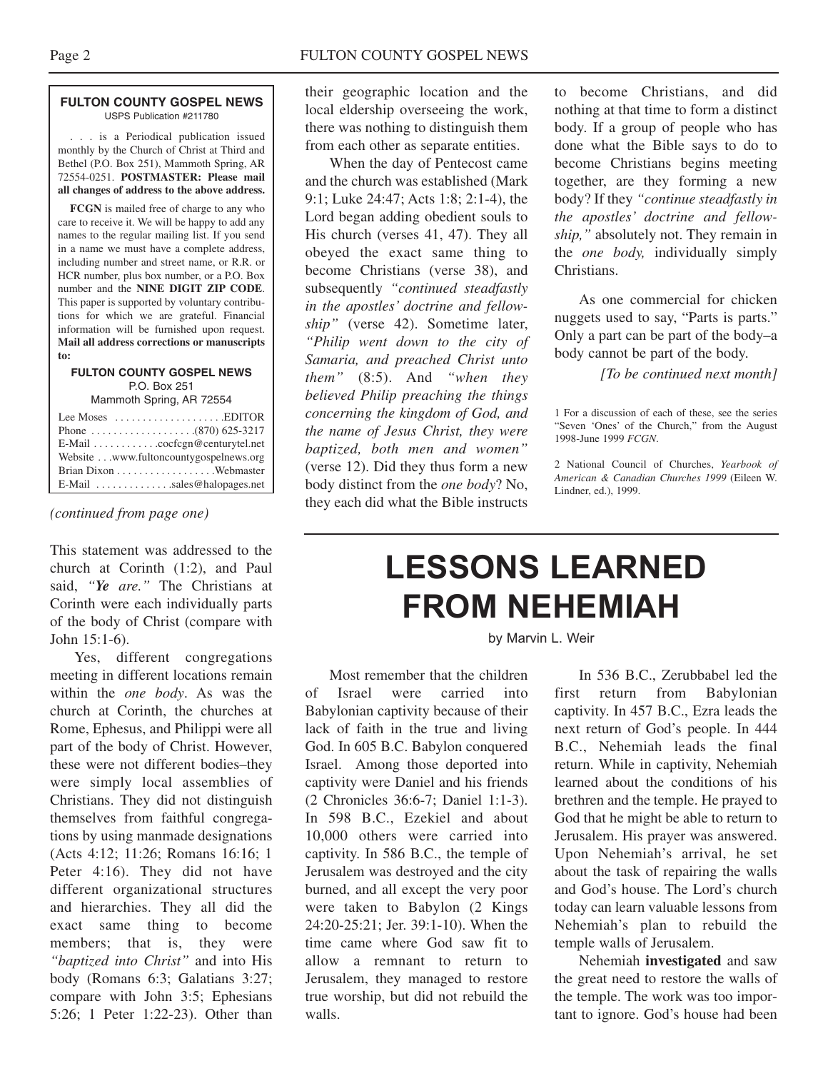**FULTON COUNTY GOSPEL NEWS**
USPS Publication #211780

. . . is a Periodical publication issued monthly by the Church of Christ at Third and Bethel (P.O. Box 251), Mammoth Spring, AR 72554-0251. **POSTMASTER: Please mail all changes of address to the above address.**

**FCGN** is mailed free of charge to any who care to receive it. We will be happy to add any names to the regular mailing list. If you send in a name we must have a complete address, including number and street name, or R.R. or HCR number, plus box number, or a P.O. Box number and the **NINE DIGIT ZIP CODE**. This paper is supported by voluntary contributions for which we are grateful. Financial information will be furnished upon request. **Mail all address corrections or manuscripts to:**

**FULTON COUNTY GOSPEL NEWS**
P.O. Box 251
Mammoth Spring, AR 72554

Lee Moses . . . . . . . . . . . . . . . . . . . .EDITOR
Phone . . . . . . . . . . . . . . . . . . .(870) 625-3217
E-Mail . . . . . . . . . . . .cocfcgn@centurytel.net
Website . . .www.fultoncountygospelnews.org
Brian Dixon . . . . . . . . . . . . . . . . .Webmaster
E-Mail . . . . . . . . . . . . . .sales@halopages.net

*(continued from page one)*

This statement was addressed to the church at Corinth (1:2), and Paul said, *"**Ye** are."* The Christians at Corinth were each individually parts of the body of Christ (compare with John 15:1-6).

Yes, different congregations meeting in different locations remain within the *one body*. As was the church at Corinth, the churches at Rome, Ephesus, and Philippi were all part of the body of Christ. However, these were not different bodies–they were simply local assemblies of Christians. They did not distinguish themselves from faithful congregations by using manmade designations (Acts 4:12; 11:26; Romans 16:16; 1 Peter 4:16). They did not have different organizational structures and hierarchies. They all did the exact same thing to become members; that is, they were *"baptized into Christ"* and into His body (Romans 6:3; Galatians 3:27; compare with John 3:5; Ephesians 5:26; 1 Peter 1:22-23). Other than their geographic location and the local eldership overseeing the work, there was nothing to distinguish them from each other as separate entities.

When the day of Pentecost came and the church was established (Mark 9:1; Luke 24:47; Acts 1:8; 2:1-4), the Lord began adding obedient souls to His church (verses 41, 47). They all obeyed the exact same thing to become Christians (verse 38), and subsequently *"continued steadfastly in the apostles' doctrine and fellowship"* (verse 42). Sometime later, *"Philip went down to the city of Samaria, and preached Christ unto them"* (8:5). And *"when they believed Philip preaching the things concerning the kingdom of God, and the name of Jesus Christ, they were baptized, both men and women"* (verse 12). Did they thus form a new body distinct from the *one body*? No, they each did what the Bible instructs to become Christians, and did nothing at that time to form a distinct body. If a group of people who has done what the Bible says to do to become Christians begins meeting together, are they forming a new body? If they *"continue steadfastly in the apostles' doctrine and fellowship,"* absolutely not. They remain in the *one body,* individually simply Christians.

As one commercial for chicken nuggets used to say, "Parts is parts." Only a part can be part of the body–a body cannot be part of the body.

*[To be continued next month]*

1 For a discussion of each of these, see the series "Seven 'Ones' of the Church," from the August 1998-June 1999 *FCGN*.

2 National Council of Churches, *Yearbook of American & Canadian Churches 1999* (Eileen W. Lindner, ed.), 1999.

# LESSONS LEARNED FROM NEHEMIAH

by Marvin L. Weir

Most remember that the children of Israel were carried into Babylonian captivity because of their lack of faith in the true and living God. In 605 B.C. Babylon conquered Israel. Among those deported into captivity were Daniel and his friends (2 Chronicles 36:6-7; Daniel 1:1-3). In 598 B.C., Ezekiel and about 10,000 others were carried into captivity. In 586 B.C., the temple of Jerusalem was destroyed and the city burned, and all except the very poor were taken to Babylon (2 Kings 24:20-25:21; Jer. 39:1-10). When the time came where God saw fit to allow a remnant to return to Jerusalem, they managed to restore true worship, but did not rebuild the walls.

In 536 B.C., Zerubbabel led the first return from Babylonian captivity. In 457 B.C., Ezra leads the next return of God's people. In 444 B.C., Nehemiah leads the final return. While in captivity, Nehemiah learned about the conditions of his brethren and the temple. He prayed to God that he might be able to return to Jerusalem. His prayer was answered. Upon Nehemiah's arrival, he set about the task of repairing the walls and God's house. The Lord's church today can learn valuable lessons from Nehemiah's plan to rebuild the temple walls of Jerusalem.

Nehemiah **investigated** and saw the great need to restore the walls of the temple. The work was too important to ignore. God's house had been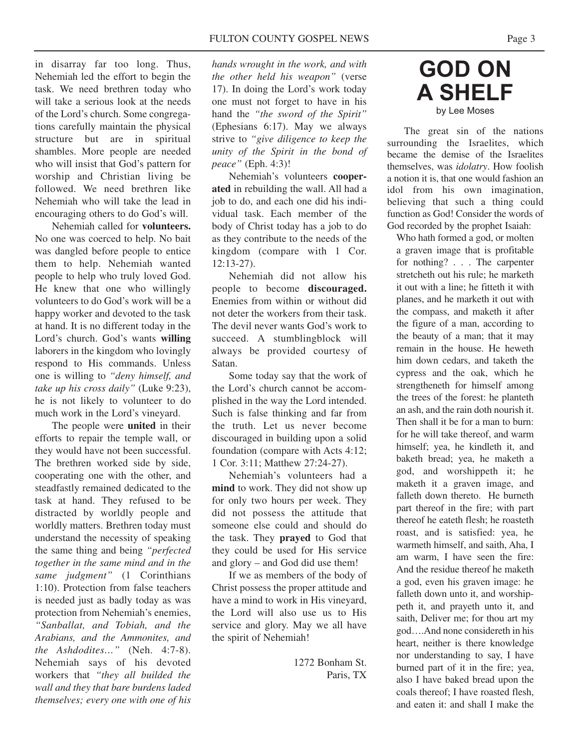in disarray far too long. Thus, Nehemiah led the effort to begin the task. We need brethren today who will take a serious look at the needs of the Lord's church. Some congregations carefully maintain the physical structure but are in spiritual shambles. More people are needed who will insist that God's pattern for worship and Christian living be followed. We need brethren like Nehemiah who will take the lead in encouraging others to do God's will.

Nehemiah called for **volunteers.** No one was coerced to help. No bait was dangled before people to entice them to help. Nehemiah wanted people to help who truly loved God. He knew that one who willingly volunteers to do God's work will be a happy worker and devoted to the task at hand. It is no different today in the Lord's church. God's wants **willing** laborers in the kingdom who lovingly respond to His commands. Unless one is willing to *"deny himself, and take up his cross daily"* (Luke 9:23), he is not likely to volunteer to do much work in the Lord's vineyard.

The people were **united** in their efforts to repair the temple wall, or they would have not been successful. The brethren worked side by side, cooperating one with the other, and steadfastly remained dedicated to the task at hand. They refused to be distracted by worldly people and worldly matters. Brethren today must understand the necessity of speaking the same thing and being *"perfected together in the same mind and in the same judgment"* (1 Corinthians 1:10). Protection from false teachers is needed just as badly today as was protection from Nehemiah's enemies, *"Sanballat, and Tobiah, and the Arabians, and the Ammonites, and the Ashdodites…"* (Neh. 4:7-8). Nehemiah says of his devoted workers that *"they all builded the wall and they that bare burdens laded themselves; every one with one of his hands wrought in the work, and with the other held his weapon"* (verse 17). In doing the Lord's work today one must not forget to have in his hand the *"the sword of the Spirit"* (Ephesians 6:17). May we always strive to *"give diligence to keep the unity of the Spirit in the bond of peace"* (Eph. 4:3)!

Nehemiah's volunteers **cooperated** in rebuilding the wall. All had a job to do, and each one did his individual task. Each member of the body of Christ today has a job to do as they contribute to the needs of the kingdom (compare with 1 Cor. 12:13-27).

Nehemiah did not allow his people to become **discouraged.** Enemies from within or without did not deter the workers from their task. The devil never wants God's work to succeed. A stumblingblock will always be provided courtesy of Satan.

Some today say that the work of the Lord's church cannot be accomplished in the way the Lord intended. Such is false thinking and far from the truth. Let us never become discouraged in building upon a solid foundation (compare with Acts 4:12; 1 Cor. 3:11; Matthew 27:24-27).

Nehemiah's volunteers had a **mind** to work. They did not show up for only two hours per week. They did not possess the attitude that someone else could and should do the task. They **prayed** to God that they could be used for His service and glory – and God did use them!

If we as members of the body of Christ possess the proper attitude and have a mind to work in His vineyard, the Lord will also use us to His service and glory. May we all have the spirit of Nehemiah!

1272 Bonham St.
Paris, TX

# GOD ON A SHELF

by Lee Moses

The great sin of the nations surrounding the Israelites, which became the demise of the Israelites themselves, was *idolatry*. How foolish a notion it is, that one would fashion an idol from his own imagination, believing that such a thing could function as God! Consider the words of God recorded by the prophet Isaiah:

> Who hath formed a god, or molten a graven image that is profitable for nothing? . . . The carpenter stretcheth out his rule; he marketh it out with a line; he fitteth it with planes, and he marketh it out with the compass, and maketh it after the figure of a man, according to the beauty of a man; that it may remain in the house. He heweth him down cedars, and taketh the cypress and the oak, which he strengtheneth for himself among the trees of the forest: he planteth an ash, and the rain doth nourish it. Then shall it be for a man to burn: for he will take thereof, and warm himself; yea, he kindleth it, and baketh bread; yea, he maketh a god, and worshippeth it; he maketh it a graven image, and falleth down thereto. He burneth part thereof in the fire; with part thereof he eateth flesh; he roasteth roast, and is satisfied: yea, he warmeth himself, and saith, Aha, I am warm, I have seen the fire: And the residue thereof he maketh a god, even his graven image: he falleth down unto it, and worshippeth it, and prayeth unto it, and saith, Deliver me; for thou art my god….And none considereth in his heart, neither is there knowledge nor understanding to say, I have burned part of it in the fire; yea, also I have baked bread upon the coals thereof; I have roasted flesh, and eaten it: and shall I make the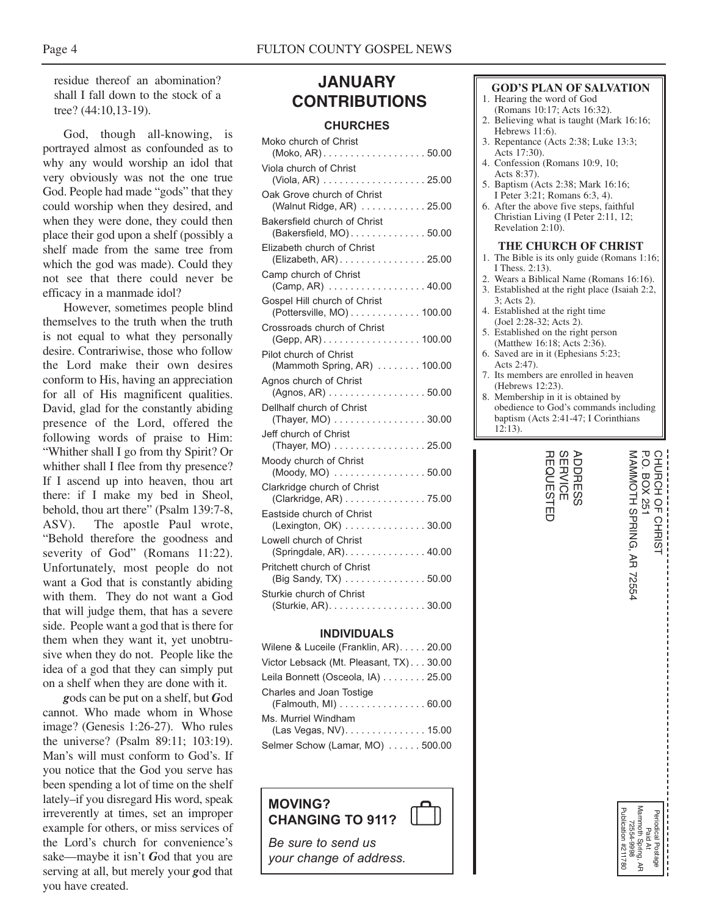residue thereof an abomination? shall I fall down to the stock of a tree? (44:10,13-19).

God, though all-knowing, is portrayed almost as confounded as to why any would worship an idol that very obviously was not the one true God. People had made "gods" that they could worship when they desired, and when they were done, they could then place their god upon a shelf (possibly a shelf made from the same tree from which the god was made). Could they not see that there could never be efficacy in a manmade idol?

However, sometimes people blind themselves to the truth when the truth is not equal to what they personally desire. Contrariwise, those who follow the Lord make their own desires conform to His, having an appreciation for all of His magnificent qualities. David, glad for the constantly abiding presence of the Lord, offered the following words of praise to Him: "Whither shall I go from thy Spirit? Or whither shall I flee from thy presence? If I ascend up into heaven, thou art there: if I make my bed in Sheol, behold, thou art there" (Psalm 139:7-8, ASV). The apostle Paul wrote, "Behold therefore the goodness and severity of God" (Romans 11:22). Unfortunately, most people do not want a God that is constantly abiding with them. They do not want a God that will judge them, that has a severe side. People want a god that is there for them when they want it, yet unobtrusive when they do not. People like the idea of a god that they can simply put on a shelf when they are done with it.

***g***ods can be put on a shelf, but ***G***od cannot. Who made whom in Whose image? (Genesis 1:26-27). Who rules the universe? (Psalm 89:11; 103:19). Man's will must conform to God's. If you notice that the God you serve has been spending a lot of time on the shelf lately–if you disregard His word, speak irreverently at times, set an improper example for others, or miss services of the Lord's church for convenience's sake—maybe it isn't ***G***od that you are serving at all, but merely your ***g***od that you have created.

# JANUARY CONTRIBUTIONS

## CHURCHES

| | |
|---|---|
| Moko church of Christ (Moko, AR) | 50.00 |
| Viola church of Christ (Viola, AR) | 25.00 |
| Oak Grove church of Christ (Walnut Ridge, AR) | 25.00 |
| Bakersfield church of Christ (Bakersfield, MO) | 50.00 |
| Elizabeth church of Christ (Elizabeth, AR) | 25.00 |
| Camp church of Christ (Camp, AR) | 40.00 |
| Gospel Hill church of Christ (Pottersville, MO) | 100.00 |
| Crossroads church of Christ (Gepp, AR) | 100.00 |
| Pilot church of Christ (Mammoth Spring, AR) | 100.00 |
| Agnos church of Christ (Agnos, AR) | 50.00 |
| Dellhalf church of Christ (Thayer, MO) | 30.00 |
| Jeff church of Christ (Thayer, MO) | 25.00 |
| Moody church of Christ (Moody, MO) | 50.00 |
| Clarkridge church of Christ (Clarkridge, AR) | 75.00 |
| Eastside church of Christ (Lexington, OK) | 30.00 |
| Lowell church of Christ (Springdale, AR) | 40.00 |
| Pritchett church of Christ (Big Sandy, TX) | 50.00 |
| Sturkie church of Christ (Sturkie, AR) | 30.00 |

## INDIVIDUALS

| | |
|---|---|
| Wilene & Luceile (Franklin, AR) | 20.00 |
| Victor Lebsack (Mt. Pleasant, TX) | 30.00 |
| Leila Bonnett (Osceola, IA) | 25.00 |
| Charles and Joan Tostige (Falmouth, MI) | 60.00 |
| Ms. Murriel Windham (Las Vegas, NV) | 15.00 |
| Selmer Schow (Lamar, MO) | 500.00 |

**MOVING? CHANGING TO 911?**

*Be sure to send us your change of address.*

### GOD'S PLAN OF SALVATION

1. Hearing the word of God (Romans 10:17; Acts 16:32).
2. Believing what is taught (Mark 16:16; Hebrews 11:6).
3. Repentance (Acts 2:38; Luke 13:3; Acts 17:30).
4. Confession (Romans 10:9, 10; Acts 8:37).
5. Baptism (Acts 2:38; Mark 16:16; I Peter 3:21; Romans 6:3, 4).
6. After the above five steps, faithful Christian Living (I Peter 2:11, 12; Revelation 2:10).

### THE CHURCH OF CHRIST

1. The Bible is its only guide (Romans 1:16; I Thess. 2:13).
2. Wears a Biblical Name (Romans 16:16).
3. Established at the right place (Isaiah 2:2, 3; Acts 2).
4. Established at the right time (Joel 2:28-32; Acts 2).
5. Established on the right person (Matthew 16:18; Acts 2:36).
6. Saved are in it (Ephesians 5:23; Acts 2:47).
7. Its members are enrolled in heaven (Hebrews 12:23).
8. Membership in it is obtained by obedience to God's commands including baptism (Acts 2:41-47; I Corinthians 12:13).

CHURCH OF CHRIST
P.O. BOX 251
MAMMOTH SPRING, AR 72554

ADDRESS SERVICE REQUESTED

Periodical Postage Paid At Mammoth Spring, AR 72554-9998 Publication #211780